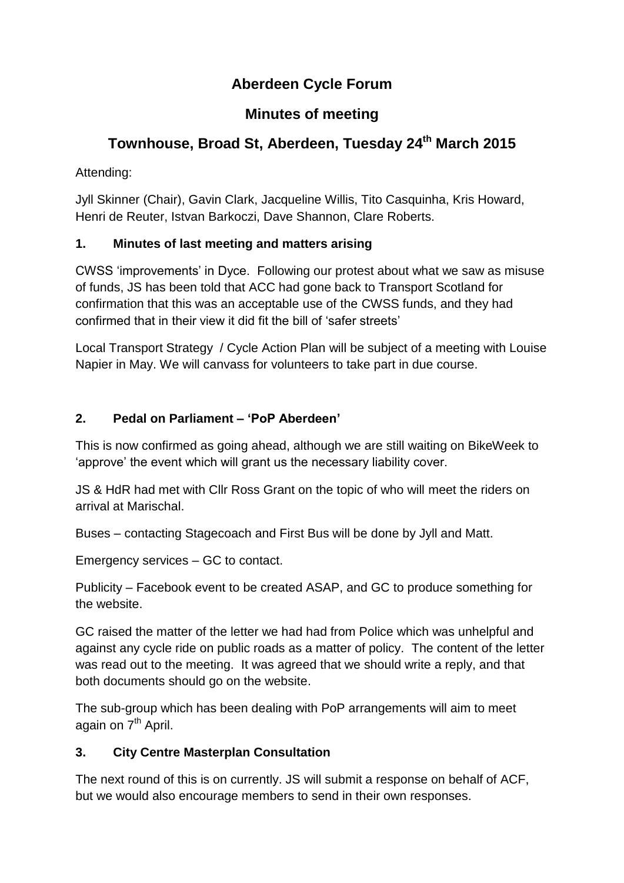# Aberdeen Cycle Forum

## Minutes of meeting

## Townhouse, Broad St, Aberdeen, Tuesday 24th March 2015

Attending:

Jyll Skinner (Chair), Gavin Clark, Jacqueline Willis, Tito Casquinha, Kris Howard, Henri de Reuter, Istvan Barkoczi, Dave Shannon, Clare Roberts.

### 1. Minutes of last meeting and matters arising

CWSS 'improvements' in Dyce. Following our protest about what we saw as misuse of funds, JS has been told that ACC had gone back to Transport Scotland for confirmation that this was an acceptable use of the CWSS funds, and they had confirmed that in their view it did fit the bill of 'safer streets'

Local Transport Strategy / Cycle Action Plan will be subject of a meeting with Louise Napier in May. We will canvass for volunteers to take part in due course.

### 2. Pedal on Parliament – 'PoP Aberdeen'

This is now confirmed as going ahead, although we are still waiting on BikeWeek to 'approve' the event which will grant us the necessary liability cover.

JS & HdR had met with Cllr Ross Grant on the topic of who will meet the riders on arrival at Marischal.

Buses – contacting Stagecoach and First Bus will be done by Jyll and Matt.

Emergency services – GC to contact.

Publicity – Facebook event to be created ASAP, and GC to produce something for the website.

GC raised the matter of the letter we had had from Police which was unhelpful and against any cycle ride on public roads as a matter of policy. The content of the letter was read out to the meeting. It was agreed that we should write a reply, and that both documents should go on the website.

The sub-group which has been dealing with PoP arrangements will aim to meet again on 7th April.

### 3. City Centre Masterplan Consultation

The next round of this is on currently. JS will submit a response on behalf of ACF, but we would also encourage members to send in their own responses.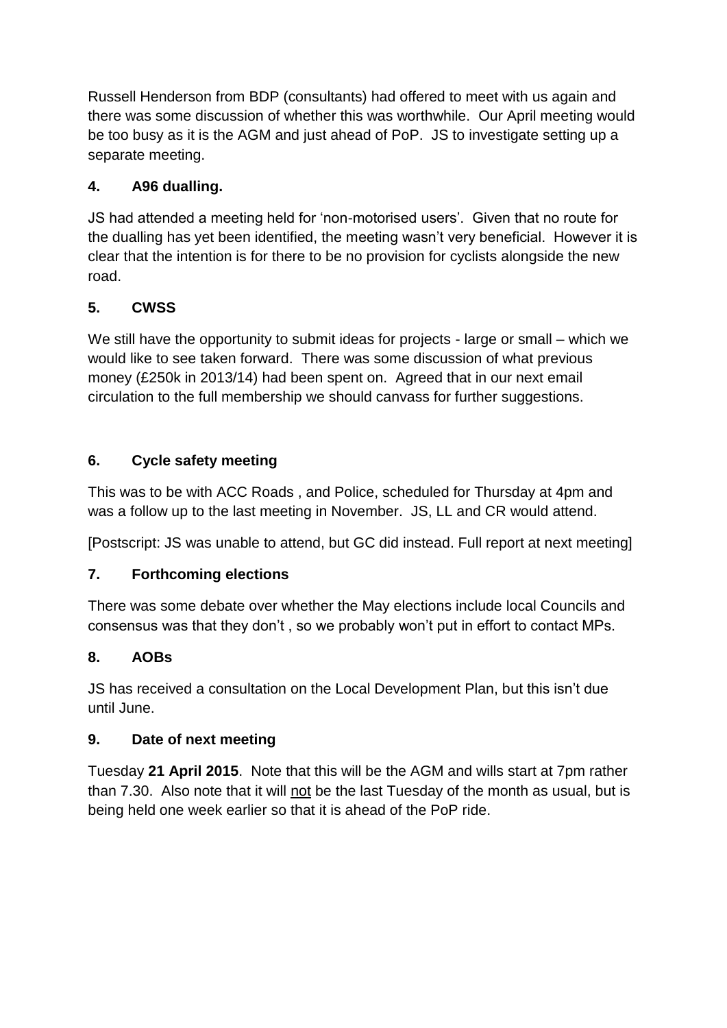Russell Henderson from BDP (consultants) had offered to meet with us again and there was some discussion of whether this was worthwhile. Our April meeting would be too busy as it is the AGM and just ahead of PoP. JS to investigate setting up a separate meeting.

### 4. A96 dualling.

JS had attended a meeting held for 'non-motorised users'. Given that no route for the dualling has yet been identified, the meeting wasn't very beneficial. However it is clear that the intention is for there to be no provision for cyclists alongside the new road.

### 5. CWSS

We still have the opportunity to submit ideas for projects - large or small – which we would like to see taken forward. There was some discussion of what previous money (£250k in 2013/14) had been spent on. Agreed that in our next email circulation to the full membership we should canvass for further suggestions.

### 6. Cycle safety meeting

This was to be with ACC Roads , and Police, scheduled for Thursday at 4pm and was a follow up to the last meeting in November. JS, LL and CR would attend.

[Postscript: JS was unable to attend, but GC did instead. Full report at next meeting]

### 7. Forthcoming elections

There was some debate over whether the May elections include local Councils and consensus was that they don't , so we probably won't put in effort to contact MPs.

### 8. AOBs

JS has received a consultation on the Local Development Plan, but this isn't due until June.

### 9. Date of next meeting

Tuesday **21 April 2015**. Note that this will be the AGM and wills start at 7pm rather than 7.30. Also note that it will <u>not</u> be the last Tuesday of the month as usual, but is being held one week earlier so that it is ahead of the PoP ride.